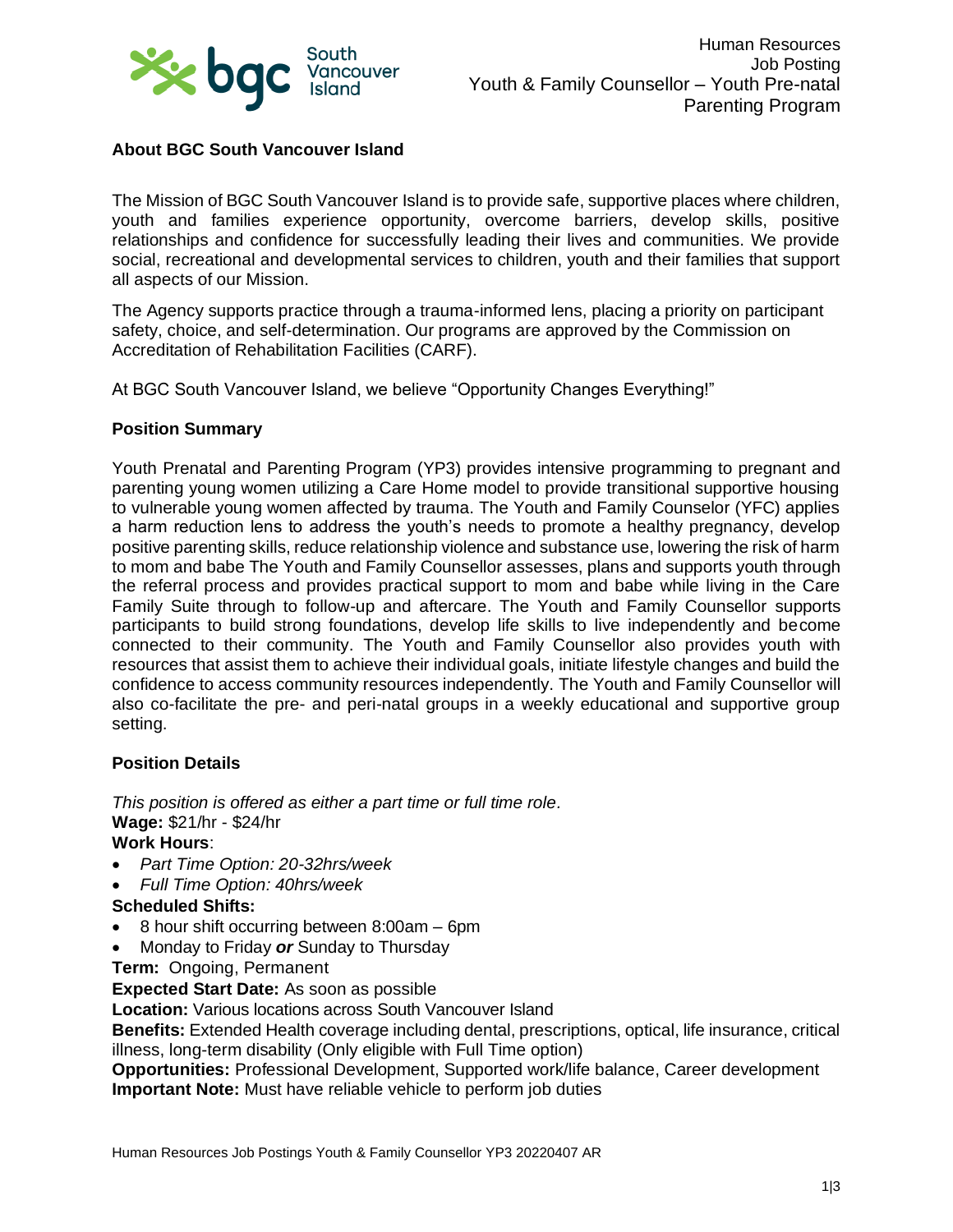Human Resources
Job Posting
Youth & Family Counsellor – Youth Pre-natal Parenting Program

## About BGC South Vancouver Island

The Mission of BGC South Vancouver Island is to provide safe, supportive places where children, youth and families experience opportunity, overcome barriers, develop skills, positive relationships and confidence for successfully leading their lives and communities. We provide social, recreational and developmental services to children, youth and their families that support all aspects of our Mission.

The Agency supports practice through a trauma-informed lens, placing a priority on participant safety, choice, and self-determination. Our programs are approved by the Commission on Accreditation of Rehabilitation Facilities (CARF).

At BGC South Vancouver Island, we believe "Opportunity Changes Everything!"

## Position Summary

Youth Prenatal and Parenting Program (YP3) provides intensive programming to pregnant and parenting young women utilizing a Care Home model to provide transitional supportive housing to vulnerable young women affected by trauma. The Youth and Family Counselor (YFC) applies a harm reduction lens to address the youth's needs to promote a healthy pregnancy, develop positive parenting skills, reduce relationship violence and substance use, lowering the risk of harm to mom and babe The Youth and Family Counsellor assesses, plans and supports youth through the referral process and provides practical support to mom and babe while living in the Care Family Suite through to follow-up and aftercare. The Youth and Family Counsellor supports participants to build strong foundations, develop life skills to live independently and become connected to their community. The Youth and Family Counsellor also provides youth with resources that assist them to achieve their individual goals, initiate lifestyle changes and build the confidence to access community resources independently. The Youth and Family Counsellor will also co-facilitate the pre- and peri-natal groups in a weekly educational and supportive group setting.

## Position Details

*This position is offered as either a part time or full time role.*

**Wage:** $21/hr - $24/hr

**Work Hours**:

- *Part Time Option: 20-32hrs/week*
- *Full Time Option: 40hrs/week*

**Scheduled Shifts:**

- 8 hour shift occurring between 8:00am – 6pm
- Monday to Friday ***or*** Sunday to Thursday

**Term:** Ongoing, Permanent

**Expected Start Date:** As soon as possible

**Location:** Various locations across South Vancouver Island

**Benefits:** Extended Health coverage including dental, prescriptions, optical, life insurance, critical illness, long-term disability (Only eligible with Full Time option)

**Opportunities:** Professional Development, Supported work/life balance, Career development

**Important Note:** Must have reliable vehicle to perform job duties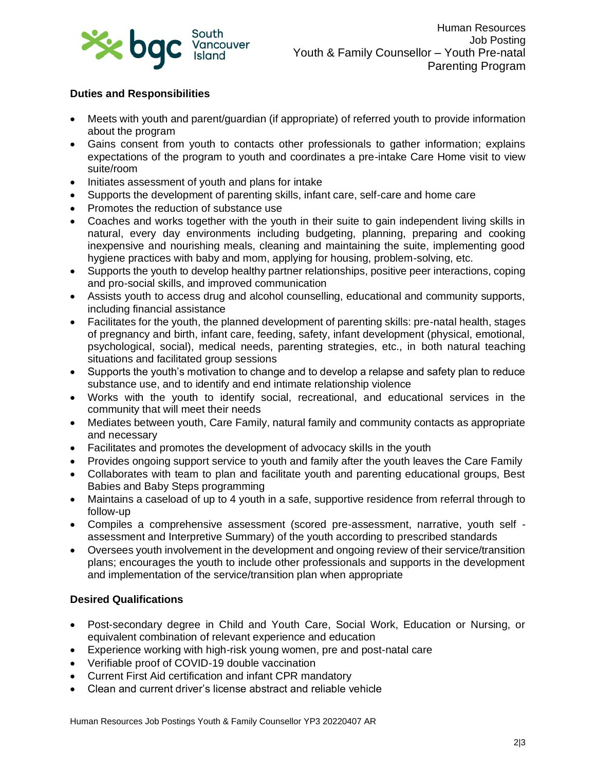## Duties and Responsibilities

- Meets with youth and parent/guardian (if appropriate) of referred youth to provide information about the program
- Gains consent from youth to contacts other professionals to gather information; explains expectations of the program to youth and coordinates a pre-intake Care Home visit to view suite/room
- Initiates assessment of youth and plans for intake
- Supports the development of parenting skills, infant care, self-care and home care
- Promotes the reduction of substance use
- Coaches and works together with the youth in their suite to gain independent living skills in natural, every day environments including budgeting, planning, preparing and cooking inexpensive and nourishing meals, cleaning and maintaining the suite, implementing good hygiene practices with baby and mom, applying for housing, problem-solving, etc.
- Supports the youth to develop healthy partner relationships, positive peer interactions, coping and pro-social skills, and improved communication
- Assists youth to access drug and alcohol counselling, educational and community supports, including financial assistance
- Facilitates for the youth, the planned development of parenting skills: pre-natal health, stages of pregnancy and birth, infant care, feeding, safety, infant development (physical, emotional, psychological, social), medical needs, parenting strategies, etc., in both natural teaching situations and facilitated group sessions
- Supports the youth's motivation to change and to develop a relapse and safety plan to reduce substance use, and to identify and end intimate relationship violence
- Works with the youth to identify social, recreational, and educational services in the community that will meet their needs
- Mediates between youth, Care Family, natural family and community contacts as appropriate and necessary
- Facilitates and promotes the development of advocacy skills in the youth
- Provides ongoing support service to youth and family after the youth leaves the Care Family
- Collaborates with team to plan and facilitate youth and parenting educational groups, Best Babies and Baby Steps programming
- Maintains a caseload of up to 4 youth in a safe, supportive residence from referral through to follow-up
- Compiles a comprehensive assessment (scored pre-assessment, narrative, youth self - assessment and Interpretive Summary) of the youth according to prescribed standards
- Oversees youth involvement in the development and ongoing review of their service/transition plans; encourages the youth to include other professionals and supports in the development and implementation of the service/transition plan when appropriate

## Desired Qualifications

- Post-secondary degree in Child and Youth Care, Social Work, Education or Nursing, or equivalent combination of relevant experience and education
- Experience working with high-risk young women, pre and post-natal care
- Verifiable proof of COVID-19 double vaccination
- Current First Aid certification and infant CPR mandatory
- Clean and current driver's license abstract and reliable vehicle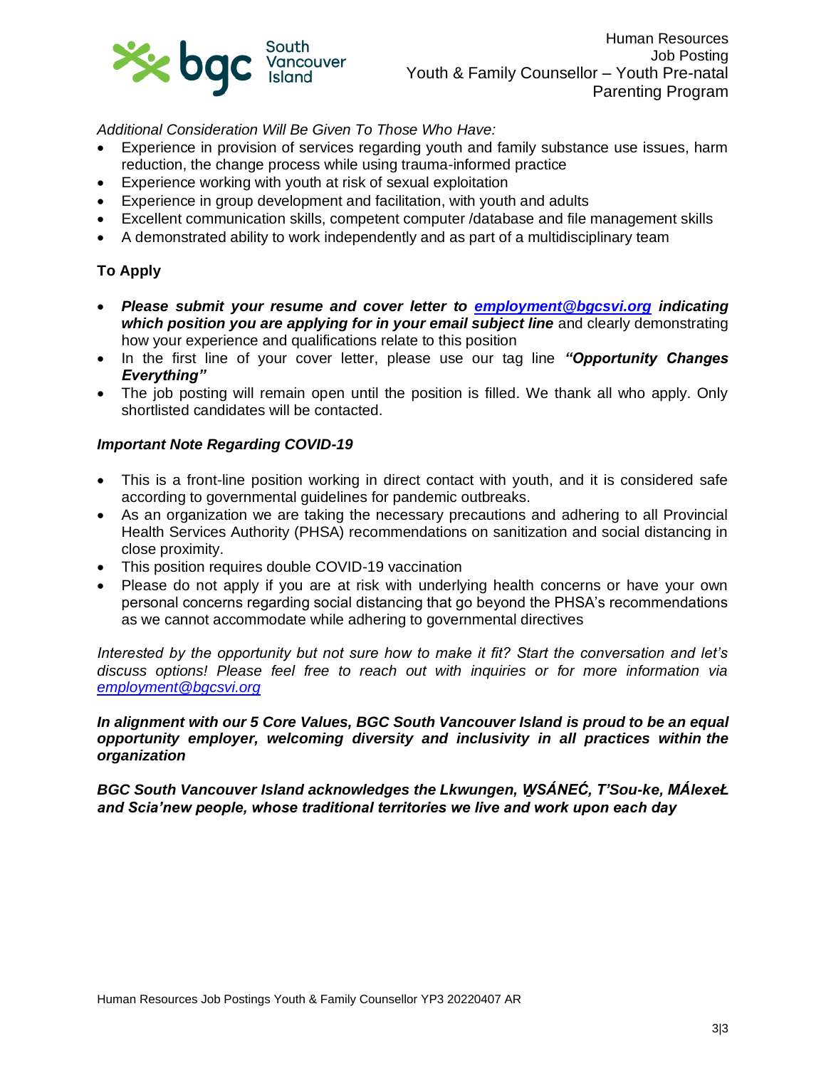*Additional Consideration Will Be Given To Those Who Have:*

- Experience in provision of services regarding youth and family substance use issues, harm reduction, the change process while using trauma-informed practice
- Experience working with youth at risk of sexual exploitation
- Experience in group development and facilitation, with youth and adults
- Excellent communication skills, competent computer /database and file management skills
- A demonstrated ability to work independently and as part of a multidisciplinary team

## To Apply

- ***Please submit your resume and cover letter to [employment@bgcsvi.org](mailto:employment@bgcsvi.org) indicating which position you are applying for in your email subject line*** and clearly demonstrating how your experience and qualifications relate to this position
- In the first line of your cover letter, please use our tag line ***"Opportunity Changes Everything"***
- The job posting will remain open until the position is filled. We thank all who apply. Only shortlisted candidates will be contacted.

### *Important Note Regarding COVID-19*

- This is a front-line position working in direct contact with youth, and it is considered safe according to governmental guidelines for pandemic outbreaks.
- As an organization we are taking the necessary precautions and adhering to all Provincial Health Services Authority (PHSA) recommendations on sanitization and social distancing in close proximity.
- This position requires double COVID-19 vaccination
- Please do not apply if you are at risk with underlying health concerns or have your own personal concerns regarding social distancing that go beyond the PHSA's recommendations as we cannot accommodate while adhering to governmental directives

*Interested by the opportunity but not sure how to make it fit? Start the conversation and let's discuss options! Please feel free to reach out with inquiries or for more information via [employment@bgcsvi.org](mailto:employment@bgcsvi.org)*

***In alignment with our 5 Core Values, BGC South Vancouver Island is proud to be an equal opportunity employer, welcoming diversity and inclusivity in all practices within the organization***

***BGC South Vancouver Island acknowledges the Lkwungen, W̱SÁNEĆ, T'Sou-ke, MÁlexeȽ and Scia'new people, whose traditional territories we live and work upon each day***

Human Resources Job Postings Youth & Family Counsellor YP3 20220407 AR